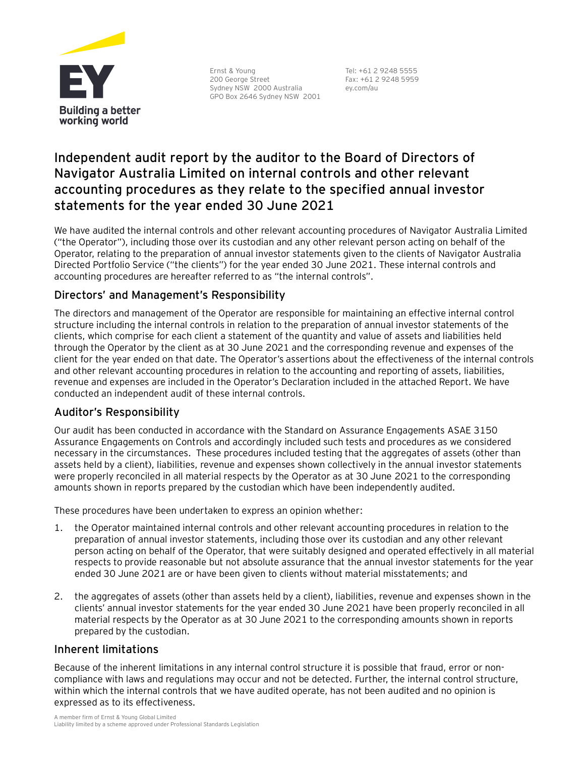Ernst & Young
200 George Street
Sydney NSW 2000 Australia
GPO Box 2646 Sydney NSW 2001

Tel: +61 2 9248 5555
Fax: +61 2 9248 5959
ey.com/au

# Independent audit report by the auditor to the Board of Directors of Navigator Australia Limited on internal controls and other relevant accounting procedures as they relate to the specified annual investor statements for the year ended 30 June 2021

We have audited the internal controls and other relevant accounting procedures of Navigator Australia Limited ("the Operator"), including those over its custodian and any other relevant person acting on behalf of the Operator, relating to the preparation of annual investor statements given to the clients of Navigator Australia Directed Portfolio Service ("the clients") for the year ended 30 June 2021. These internal controls and accounting procedures are hereafter referred to as "the internal controls".

## Directors' and Management's Responsibility

The directors and management of the Operator are responsible for maintaining an effective internal control structure including the internal controls in relation to the preparation of annual investor statements of the clients, which comprise for each client a statement of the quantity and value of assets and liabilities held through the Operator by the client as at 30 June 2021 and the corresponding revenue and expenses of the client for the year ended on that date. The Operator's assertions about the effectiveness of the internal controls and other relevant accounting procedures in relation to the accounting and reporting of assets, liabilities, revenue and expenses are included in the Operator's Declaration included in the attached Report. We have conducted an independent audit of these internal controls.

## Auditor's Responsibility

Our audit has been conducted in accordance with the Standard on Assurance Engagements ASAE 3150 Assurance Engagements on Controls and accordingly included such tests and procedures as we considered necessary in the circumstances. These procedures included testing that the aggregates of assets (other than assets held by a client), liabilities, revenue and expenses shown collectively in the annual investor statements were properly reconciled in all material respects by the Operator as at 30 June 2021 to the corresponding amounts shown in reports prepared by the custodian which have been independently audited.

These procedures have been undertaken to express an opinion whether:

1. the Operator maintained internal controls and other relevant accounting procedures in relation to the preparation of annual investor statements, including those over its custodian and any other relevant person acting on behalf of the Operator, that were suitably designed and operated effectively in all material respects to provide reasonable but not absolute assurance that the annual investor statements for the year ended 30 June 2021 are or have been given to clients without material misstatements; and

2. the aggregates of assets (other than assets held by a client), liabilities, revenue and expenses shown in the clients' annual investor statements for the year ended 30 June 2021 have been properly reconciled in all material respects by the Operator as at 30 June 2021 to the corresponding amounts shown in reports prepared by the custodian.

## Inherent limitations

Because of the inherent limitations in any internal control structure it is possible that fraud, error or non-compliance with laws and regulations may occur and not be detected. Further, the internal control structure, within which the internal controls that we have audited operate, has not been audited and no opinion is expressed as to its effectiveness.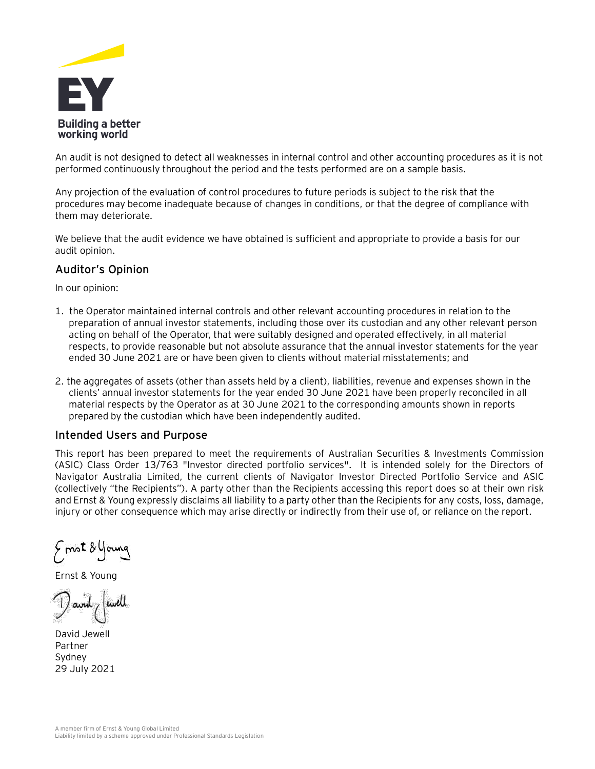An audit is not designed to detect all weaknesses in internal control and other accounting procedures as it is not performed continuously throughout the period and the tests performed are on a sample basis.

Any projection of the evaluation of control procedures to future periods is subject to the risk that the procedures may become inadequate because of changes in conditions, or that the degree of compliance with them may deteriorate.

We believe that the audit evidence we have obtained is sufficient and appropriate to provide a basis for our audit opinion.

## Auditor's Opinion

In our opinion:

1. the Operator maintained internal controls and other relevant accounting procedures in relation to the preparation of annual investor statements, including those over its custodian and any other relevant person acting on behalf of the Operator, that were suitably designed and operated effectively, in all material respects, to provide reasonable but not absolute assurance that the annual investor statements for the year ended 30 June 2021 are or have been given to clients without material misstatements; and

2. the aggregates of assets (other than assets held by a client), liabilities, revenue and expenses shown in the clients' annual investor statements for the year ended 30 June 2021 have been properly reconciled in all material respects by the Operator as at 30 June 2021 to the corresponding amounts shown in reports prepared by the custodian which have been independently audited.

## Intended Users and Purpose

This report has been prepared to meet the requirements of Australian Securities & Investments Commission (ASIC) Class Order 13/763 "Investor directed portfolio services". It is intended solely for the Directors of Navigator Australia Limited, the current clients of Navigator Investor Directed Portfolio Service and ASIC (collectively "the Recipients"). A party other than the Recipients accessing this report does so at their own risk and Ernst & Young expressly disclaims all liability to a party other than the Recipients for any costs, loss, damage, injury or other consequence which may arise directly or indirectly from their use of, or reliance on the report.

Ernst & Young

David Jewell
Partner
Sydney
29 July 2021

A member firm of Ernst & Young Global Limited
Liability limited by a scheme approved under Professional Standards Legislation